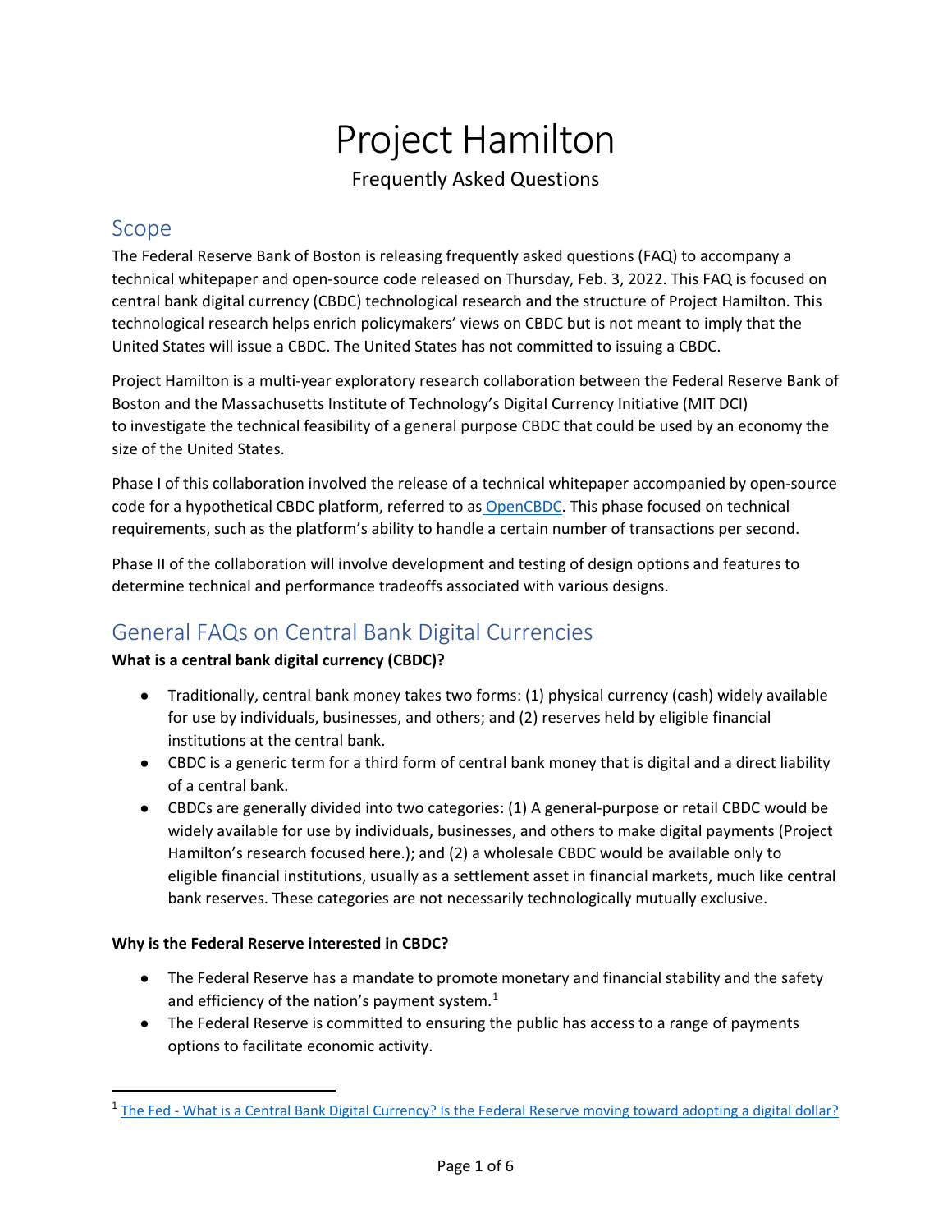# Project Hamilton

Frequently Asked Questions

## Scope

The Federal Reserve Bank of Boston is releasing frequently asked questions (FAQ) to accompany a technical whitepaper and open-source code released on Thursday, Feb. 3, 2022. This FAQ is focused on central bank digital currency (CBDC) technological research and the structure of Project Hamilton. This technological research helps enrich policymakers' views on CBDC but is not meant to imply that the United States will issue a CBDC. The United States has not committed to issuing a CBDC.

Project Hamilton is a multi-year exploratory research collaboration between the Federal Reserve Bank of Boston and the Massachusetts Institute of Technology's Digital Currency Initiative (MIT DCI) to investigate the technical feasibility of a general purpose CBDC that could be used by an economy the size of the United States.

Phase I of this collaboration involved the release of a technical whitepaper accompanied by open-source code for a hypothetical CBDC platform, referred to as OpenCBDC. This phase focused on technical requirements, such as the platform's ability to handle a certain number of transactions per second.

Phase II of the collaboration will involve development and testing of design options and features to determine technical and performance tradeoffs associated with various designs.

## General FAQs on Central Bank Digital Currencies

**What is a central bank digital currency (CBDC)?**

- Traditionally, central bank money takes two forms: (1) physical currency (cash) widely available for use by individuals, businesses, and others; and (2) reserves held by eligible financial institutions at the central bank.
- CBDC is a generic term for a third form of central bank money that is digital and a direct liability of a central bank.
- CBDCs are generally divided into two categories: (1) A general-purpose or retail CBDC would be widely available for use by individuals, businesses, and others to make digital payments (Project Hamilton's research focused here.); and (2) a wholesale CBDC would be available only to eligible financial institutions, usually as a settlement asset in financial markets, much like central bank reserves. These categories are not necessarily technologically mutually exclusive.

**Why is the Federal Reserve interested in CBDC?**

- The Federal Reserve has a mandate to promote monetary and financial stability and the safety and efficiency of the nation's payment system.[1]
- The Federal Reserve is committed to ensuring the public has access to a range of payments options to facilitate economic activity.

[1] The Fed - What is a Central Bank Digital Currency? Is the Federal Reserve moving toward adopting a digital dollar?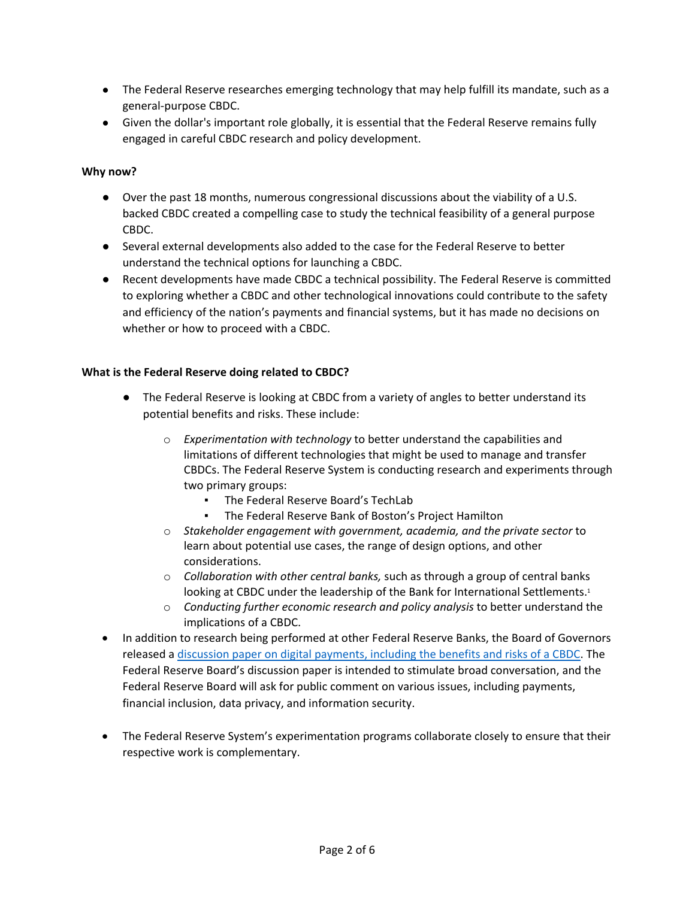- The Federal Reserve researches emerging technology that may help fulfill its mandate, such as a general-purpose CBDC.
- Given the dollar's important role globally, it is essential that the Federal Reserve remains fully engaged in careful CBDC research and policy development.

**Why now?**

- Over the past 18 months, numerous congressional discussions about the viability of a U.S. backed CBDC created a compelling case to study the technical feasibility of a general purpose CBDC.
- Several external developments also added to the case for the Federal Reserve to better understand the technical options for launching a CBDC.
- Recent developments have made CBDC a technical possibility. The Federal Reserve is committed to exploring whether a CBDC and other technological innovations could contribute to the safety and efficiency of the nation's payments and financial systems, but it has made no decisions on whether or how to proceed with a CBDC.

**What is the Federal Reserve doing related to CBDC?**

- The Federal Reserve is looking at CBDC from a variety of angles to better understand its potential benefits and risks. These include:
  - *Experimentation with technology* to better understand the capabilities and limitations of different technologies that might be used to manage and transfer CBDCs. The Federal Reserve System is conducting research and experiments through two primary groups:
    - The Federal Reserve Board's TechLab
    - The Federal Reserve Bank of Boston's Project Hamilton
  - *Stakeholder engagement with government, academia, and the private sector* to learn about potential use cases, the range of design options, and other considerations.
  - *Collaboration with other central banks,* such as through a group of central banks looking at CBDC under the leadership of the Bank for International Settlements.[1]
  - *Conducting further economic research and policy analysis* to better understand the implications of a CBDC.
- In addition to research being performed at other Federal Reserve Banks, the Board of Governors released a [discussion paper on digital payments, including the benefits and risks of a CBDC](). The Federal Reserve Board's discussion paper is intended to stimulate broad conversation, and the Federal Reserve Board will ask for public comment on various issues, including payments, financial inclusion, data privacy, and information security.

- The Federal Reserve System's experimentation programs collaborate closely to ensure that their respective work is complementary.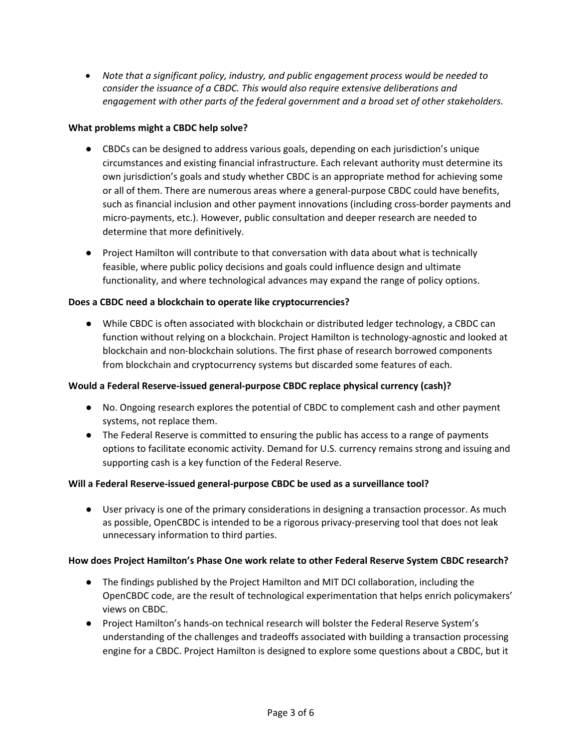- *Note that a significant policy, industry, and public engagement process would be needed to consider the issuance of a CBDC. This would also require extensive deliberations and engagement with other parts of the federal government and a broad set of other stakeholders.*

**What problems might a CBDC help solve?**

- CBDCs can be designed to address various goals, depending on each jurisdiction's unique circumstances and existing financial infrastructure. Each relevant authority must determine its own jurisdiction's goals and study whether CBDC is an appropriate method for achieving some or all of them. There are numerous areas where a general-purpose CBDC could have benefits, such as financial inclusion and other payment innovations (including cross-border payments and micro-payments, etc.). However, public consultation and deeper research are needed to determine that more definitively.
- Project Hamilton will contribute to that conversation with data about what is technically feasible, where public policy decisions and goals could influence design and ultimate functionality, and where technological advances may expand the range of policy options.

**Does a CBDC need a blockchain to operate like cryptocurrencies?**

- While CBDC is often associated with blockchain or distributed ledger technology, a CBDC can function without relying on a blockchain. Project Hamilton is technology-agnostic and looked at blockchain and non-blockchain solutions. The first phase of research borrowed components from blockchain and cryptocurrency systems but discarded some features of each.

**Would a Federal Reserve-issued general-purpose CBDC replace physical currency (cash)?**

- No. Ongoing research explores the potential of CBDC to complement cash and other payment systems, not replace them.
- The Federal Reserve is committed to ensuring the public has access to a range of payments options to facilitate economic activity. Demand for U.S. currency remains strong and issuing and supporting cash is a key function of the Federal Reserve.

**Will a Federal Reserve-issued general-purpose CBDC be used as a surveillance tool?**

- User privacy is one of the primary considerations in designing a transaction processor. As much as possible, OpenCBDC is intended to be a rigorous privacy-preserving tool that does not leak unnecessary information to third parties.

**How does Project Hamilton's Phase One work relate to other Federal Reserve System CBDC research?**

- The findings published by the Project Hamilton and MIT DCI collaboration, including the OpenCBDC code, are the result of technological experimentation that helps enrich policymakers' views on CBDC.
- Project Hamilton's hands-on technical research will bolster the Federal Reserve System's understanding of the challenges and tradeoffs associated with building a transaction processing engine for a CBDC. Project Hamilton is designed to explore some questions about a CBDC, but it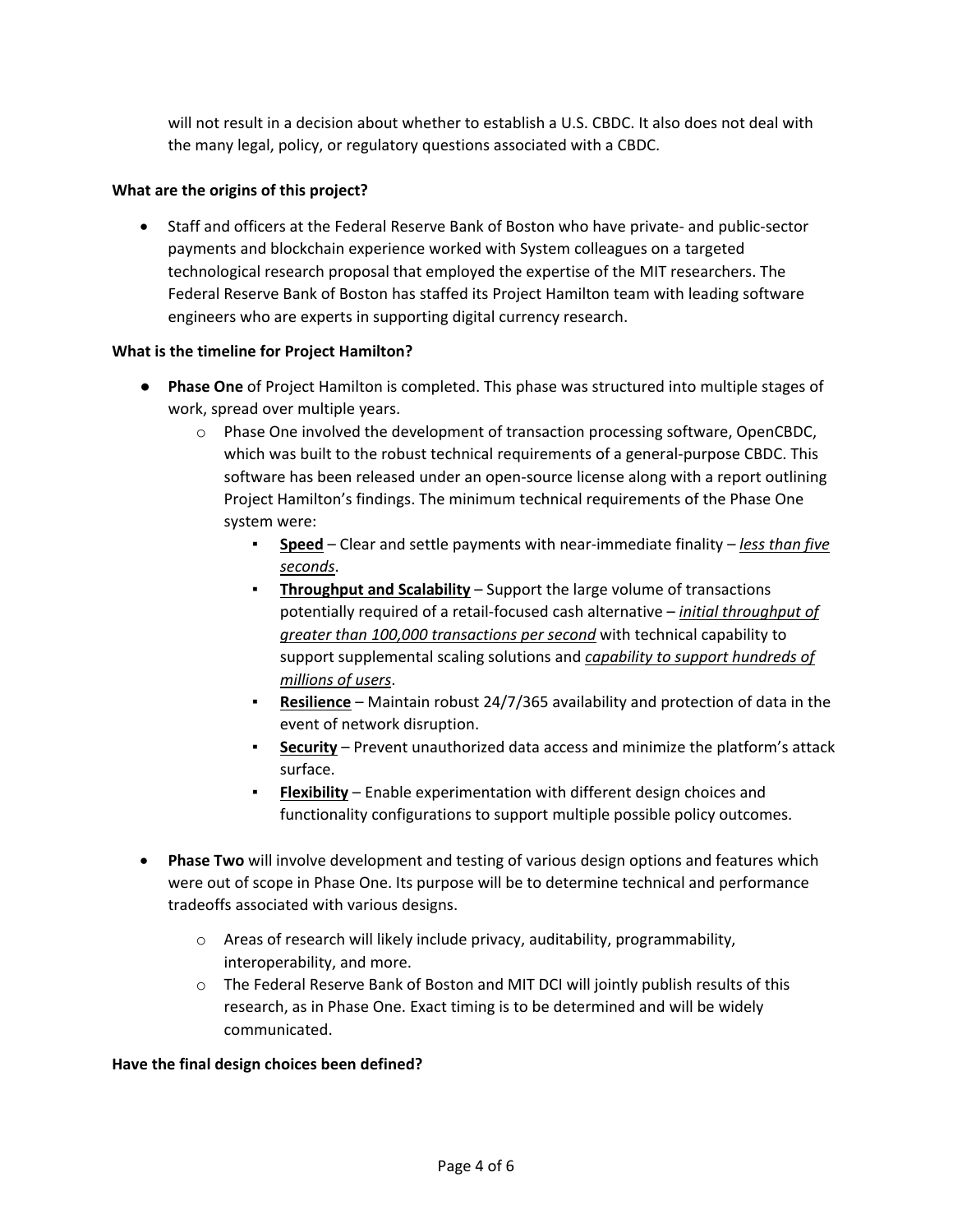will not result in a decision about whether to establish a U.S. CBDC. It also does not deal with the many legal, policy, or regulatory questions associated with a CBDC.

**What are the origins of this project?**

- Staff and officers at the Federal Reserve Bank of Boston who have private- and public-sector payments and blockchain experience worked with System colleagues on a targeted technological research proposal that employed the expertise of the MIT researchers. The Federal Reserve Bank of Boston has staffed its Project Hamilton team with leading software engineers who are experts in supporting digital currency research.

**What is the timeline for Project Hamilton?**

- **Phase One** of Project Hamilton is completed. This phase was structured into multiple stages of work, spread over multiple years.
  - Phase One involved the development of transaction processing software, OpenCBDC, which was built to the robust technical requirements of a general-purpose CBDC. This software has been released under an open-source license along with a report outlining Project Hamilton's findings. The minimum technical requirements of the Phase One system were:
    - **Speed** – Clear and settle payments with near-immediate finality – *less than five seconds*.
    - **Throughput and Scalability** – Support the large volume of transactions potentially required of a retail-focused cash alternative – *initial throughput of greater than 100,000 transactions per second* with technical capability to support supplemental scaling solutions and *capability to support hundreds of millions of users*.
    - **Resilience** – Maintain robust 24/7/365 availability and protection of data in the event of network disruption.
    - **Security** – Prevent unauthorized data access and minimize the platform's attack surface.
    - **Flexibility** – Enable experimentation with different design choices and functionality configurations to support multiple possible policy outcomes.

- **Phase Two** will involve development and testing of various design options and features which were out of scope in Phase One. Its purpose will be to determine technical and performance tradeoffs associated with various designs.
  - Areas of research will likely include privacy, auditability, programmability, interoperability, and more.
  - The Federal Reserve Bank of Boston and MIT DCI will jointly publish results of this research, as in Phase One. Exact timing is to be determined and will be widely communicated.

**Have the final design choices been defined?**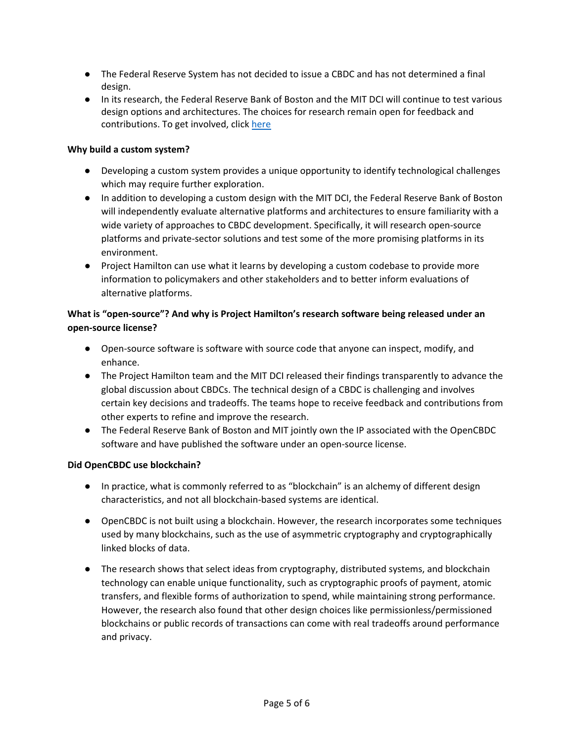- The Federal Reserve System has not decided to issue a CBDC and has not determined a final design.
- In its research, the Federal Reserve Bank of Boston and the MIT DCI will continue to test various design options and architectures. The choices for research remain open for feedback and contributions. To get involved, click here

**Why build a custom system?**

- Developing a custom system provides a unique opportunity to identify technological challenges which may require further exploration.
- In addition to developing a custom design with the MIT DCI, the Federal Reserve Bank of Boston will independently evaluate alternative platforms and architectures to ensure familiarity with a wide variety of approaches to CBDC development. Specifically, it will research open-source platforms and private-sector solutions and test some of the more promising platforms in its environment.
- Project Hamilton can use what it learns by developing a custom codebase to provide more information to policymakers and other stakeholders and to better inform evaluations of alternative platforms.

**What is "open-source"? And why is Project Hamilton's research software being released under an open-source license?**

- Open-source software is software with source code that anyone can inspect, modify, and enhance.
- The Project Hamilton team and the MIT DCI released their findings transparently to advance the global discussion about CBDCs. The technical design of a CBDC is challenging and involves certain key decisions and tradeoffs. The teams hope to receive feedback and contributions from other experts to refine and improve the research.
- The Federal Reserve Bank of Boston and MIT jointly own the IP associated with the OpenCBDC software and have published the software under an open-source license.

**Did OpenCBDC use blockchain?**

- In practice, what is commonly referred to as "blockchain" is an alchemy of different design characteristics, and not all blockchain-based systems are identical.
- OpenCBDC is not built using a blockchain. However, the research incorporates some techniques used by many blockchains, such as the use of asymmetric cryptography and cryptographically linked blocks of data.
- The research shows that select ideas from cryptography, distributed systems, and blockchain technology can enable unique functionality, such as cryptographic proofs of payment, atomic transfers, and flexible forms of authorization to spend, while maintaining strong performance. However, the research also found that other design choices like permissionless/permissioned blockchains or public records of transactions can come with real tradeoffs around performance and privacy.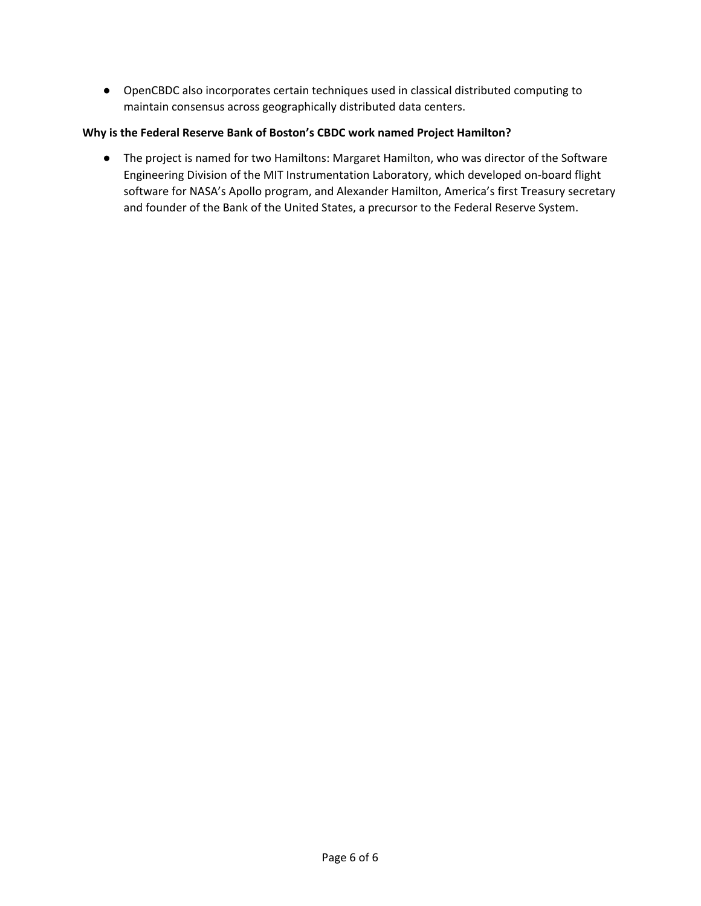- OpenCBDC also incorporates certain techniques used in classical distributed computing to maintain consensus across geographically distributed data centers.

**Why is the Federal Reserve Bank of Boston's CBDC work named Project Hamilton?**

- The project is named for two Hamiltons: Margaret Hamilton, who was director of the Software Engineering Division of the MIT Instrumentation Laboratory, which developed on-board flight software for NASA's Apollo program, and Alexander Hamilton, America's first Treasury secretary and founder of the Bank of the United States, a precursor to the Federal Reserve System.